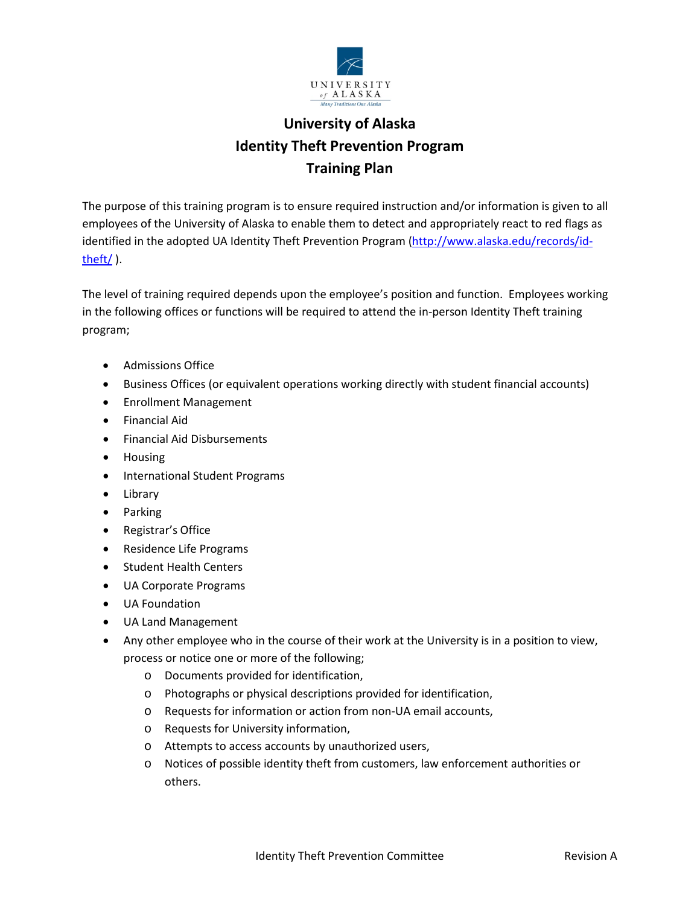# University of Alaska
# Identity Theft Prevention Program
# Training Plan

The purpose of this training program is to ensure required instruction and/or information is given to all employees of the University of Alaska to enable them to detect and appropriately react to red flags as identified in the adopted UA Identity Theft Prevention Program (http://www.alaska.edu/records/id-theft/ ).

The level of training required depends upon the employee's position and function. Employees working in the following offices or functions will be required to attend the in-person Identity Theft training program;

- Admissions Office
- Business Offices (or equivalent operations working directly with student financial accounts)
- Enrollment Management
- Financial Aid
- Financial Aid Disbursements
- Housing
- International Student Programs
- Library
- Parking
- Registrar's Office
- Residence Life Programs
- Student Health Centers
- UA Corporate Programs
- UA Foundation
- UA Land Management
- Any other employee who in the course of their work at the University is in a position to view, process or notice one or more of the following;
  - Documents provided for identification,
  - Photographs or physical descriptions provided for identification,
  - Requests for information or action from non-UA email accounts,
  - Requests for University information,
  - Attempts to access accounts by unauthorized users,
  - Notices of possible identity theft from customers, law enforcement authorities or others.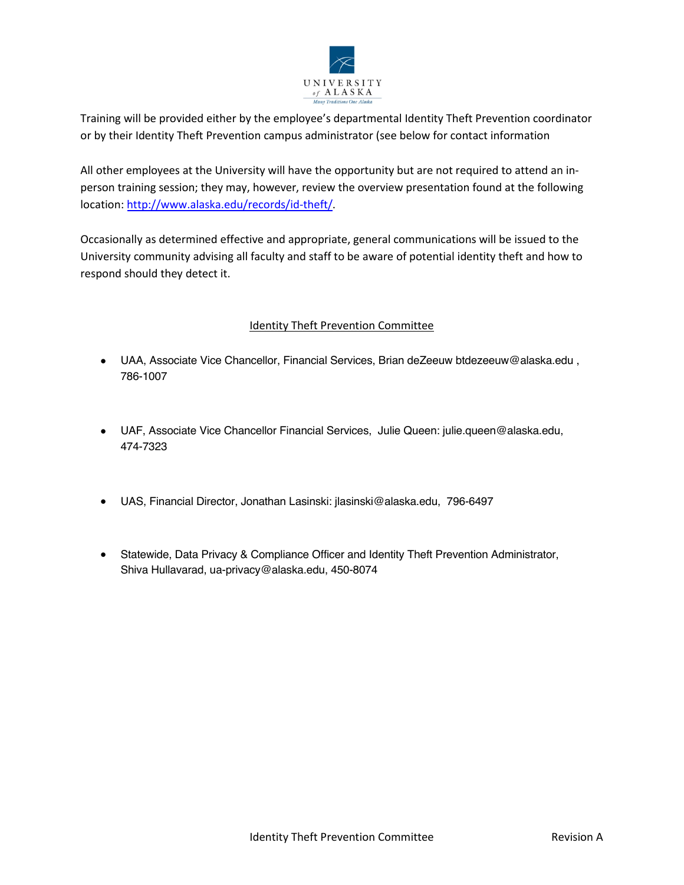Training will be provided either by the employee's departmental Identity Theft Prevention coordinator or by their Identity Theft Prevention campus administrator (see below for contact information

All other employees at the University will have the opportunity but are not required to attend an in-person training session; they may, however, review the overview presentation found at the following location: http://www.alaska.edu/records/id-theft/.

Occasionally as determined effective and appropriate, general communications will be issued to the University community advising all faculty and staff to be aware of potential identity theft and how to respond should they detect it.

## Identity Theft Prevention Committee

- UAA, Associate Vice Chancellor, Financial Services, Brian deZeeuw btdezeeuw@alaska.edu , 786-1007
- UAF, Associate Vice Chancellor Financial Services, Julie Queen: julie.queen@alaska.edu, 474-7323
- UAS, Financial Director, Jonathan Lasinski: jlasinski@alaska.edu, 796-6497
- Statewide, Data Privacy & Compliance Officer and Identity Theft Prevention Administrator, Shiva Hullavarad, ua-privacy@alaska.edu, 450-8074